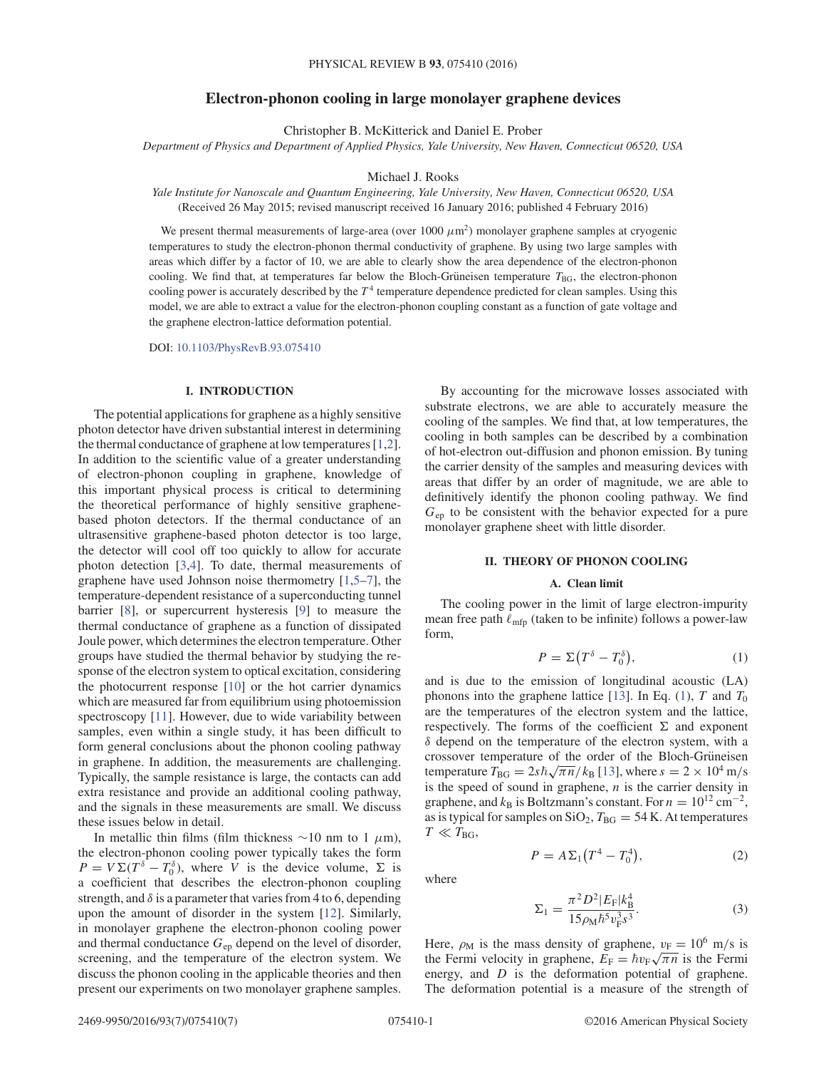# Electron-phonon cooling in large monolayer graphene devices

Christopher B. McKitterick and Daniel E. Prober

*Department of Physics and Department of Applied Physics, Yale University, New Haven, Connecticut 06520, USA*

Michael J. Rooks

*Yale Institute for Nanoscale and Quantum Engineering, Yale University, New Haven, Connecticut 06520, USA*

(Received 26 May 2015; revised manuscript received 16 January 2016; published 4 February 2016)

We present thermal measurements of large-area (over 1000 $\mu$m$^2$) monolayer graphene samples at cryogenic temperatures to study the electron-phonon thermal conductivity of graphene. By using two large samples with areas which differ by a factor of 10, we are able to clearly show the area dependence of the electron-phonon cooling. We find that, at temperatures far below the Bloch-Grüneisen temperature $T_{\rm BG}$, the electron-phonon cooling power is accurately described by the $T^4$ temperature dependence predicted for clean samples. Using this model, we are able to extract a value for the electron-phonon coupling constant as a function of gate voltage and the graphene electron-lattice deformation potential.

DOI: 10.1103/PhysRevB.93.075410

## I. INTRODUCTION

The potential applications for graphene as a highly sensitive photon detector have driven substantial interest in determining the thermal conductance of graphene at low temperatures [1,2]. In addition to the scientific value of a greater understanding of electron-phonon coupling in graphene, knowledge of this important physical process is critical to determining the theoretical performance of highly sensitive graphene-based photon detectors. If the thermal conductance of an ultrasensitive graphene-based photon detector is too large, the detector will cool off too quickly to allow for accurate photon detection [3,4]. To date, thermal measurements of graphene have used Johnson noise thermometry [1,5–7], the temperature-dependent resistance of a superconducting tunnel barrier [8], or supercurrent hysteresis [9] to measure the thermal conductance of graphene as a function of dissipated Joule power, which determines the electron temperature. Other groups have studied the thermal behavior by studying the response of the electron system to optical excitation, considering the photocurrent response [10] or the hot carrier dynamics which are measured far from equilibrium using photoemission spectroscopy [11]. However, due to wide variability between samples, even within a single study, it has been difficult to form general conclusions about the phonon cooling pathway in graphene. In addition, the measurements are challenging. Typically, the sample resistance is large, the contacts can add extra resistance and provide an additional cooling pathway, and the signals in these measurements are small. We discuss these issues below in detail.

In metallic thin films (film thickness ~10 nm to 1 $\mu$m), the electron-phonon cooling power typically takes the form $P = V\Sigma(T^\delta - T_0^\delta)$, where $V$ is the device volume, $\Sigma$ is a coefficient that describes the electron-phonon coupling strength, and $\delta$ is a parameter that varies from 4 to 6, depending upon the amount of disorder in the system [12]. Similarly, in monolayer graphene the electron-phonon cooling power and thermal conductance $G_{\rm ep}$ depend on the level of disorder, screening, and the temperature of the electron system. We discuss the phonon cooling in the applicable theories and then present our experiments on two monolayer graphene samples.

By accounting for the microwave losses associated with substrate electrons, we are able to accurately measure the cooling of the samples. We find that, at low temperatures, the cooling in both samples can be described by a combination of hot-electron out-diffusion and phonon emission. By tuning the carrier density of the samples and measuring devices with areas that differ by an order of magnitude, we are able to definitively identify the phonon cooling pathway. We find $G_{\rm ep}$ to be consistent with the behavior expected for a pure monolayer graphene sheet with little disorder.

## II. THEORY OF PHONON COOLING

### A. Clean limit

The cooling power in the limit of large electron-impurity mean free path $\ell_{\rm mfp}$ (taken to be infinite) follows a power-law form,

$$P = \Sigma\left(T^\delta - T_0^\delta\right), \tag{1}$$

and is due to the emission of longitudinal acoustic (LA) phonons into the graphene lattice [13]. In Eq. (1), $T$ and $T_0$ are the temperatures of the electron system and the lattice, respectively. The forms of the coefficient $\Sigma$ and exponent $\delta$ depend on the temperature of the electron system, with a crossover temperature of the order of the Bloch-Grüneisen temperature $T_{\rm BG} = 2s\hbar\sqrt{\pi n}/k_{\rm B}$ [13], where $s = 2\times 10^4$ m/s is the speed of sound in graphene, $n$ is the carrier density in graphene, and $k_{\rm B}$ is Boltzmann's constant. For $n = 10^{12}$ cm$^{-2}$, as is typical for samples on SiO$_2$, $T_{\rm BG} = 54$ K. At temperatures $T \ll T_{\rm BG}$,

$$P = A\Sigma_1\left(T^4 - T_0^4\right), \tag{2}$$

where

$$\Sigma_1 = \frac{\pi^2 D^2 |E_{\rm F}| k_{\rm B}^4}{15\rho_{\rm M}\hbar^5 v_{\rm F}^3 s^3}. \tag{3}$$

Here, $\rho_{\rm M}$ is the mass density of graphene, $v_{\rm F} = 10^6$ m/s is the Fermi velocity in graphene, $E_{\rm F} = \hbar v_{\rm F}\sqrt{\pi n}$ is the Fermi energy, and $D$ is the deformation potential of graphene. The deformation potential is a measure of the strength of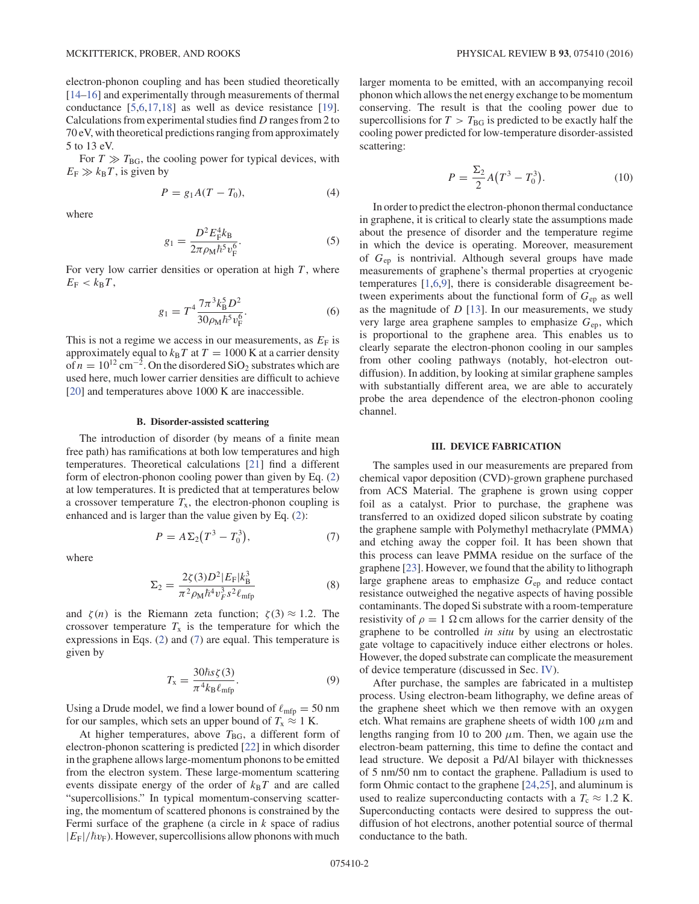electron-phonon coupling and has been studied theoretically [14–16] and experimentally through measurements of thermal conductance [5,6,17,18] as well as device resistance [19]. Calculations from experimental studies find $D$ ranges from 2 to 70 eV, with theoretical predictions ranging from approximately 5 to 13 eV.

For $T \gg T_{\mathrm{BG}}$, the cooling power for typical devices, with $E_{\mathrm{F}} \gg k_{\mathrm{B}}T$, is given by

$$P = g_1 A(T - T_0), \tag{4}$$

where

$$g_1 = \frac{D^2 E_{\mathrm{F}}^4 k_{\mathrm{B}}}{2\pi \rho_{\mathrm{M}} \hbar^5 v_{\mathrm{F}}^6}. \tag{5}$$

For very low carrier densities or operation at high $T$, where $E_{\mathrm{F}} < k_{\mathrm{B}}T$,

$$g_1 = T^4 \frac{7\pi^3 k_{\mathrm{B}}^5 D^2}{30\rho_{\mathrm{M}} \hbar^5 v_{\mathrm{F}}^6}. \tag{6}$$

This is not a regime we access in our measurements, as $E_{\mathrm{F}}$ is approximately equal to $k_{\mathrm{B}}T$ at $T = 1000$ K at a carrier density of $n = 10^{12}$ cm$^{-2}$. On the disordered $SiO_2$ substrates which are used here, much lower carrier densities are difficult to achieve [20] and temperatures above 1000 K are inaccessible.

### B. Disorder-assisted scattering

The introduction of disorder (by means of a finite mean free path) has ramifications at both low temperatures and high temperatures. Theoretical calculations [21] find a different form of electron-phonon cooling power than given by Eq. (2) at low temperatures. It is predicted that at temperatures below a crossover temperature $T_{\mathrm{x}}$, the electron-phonon coupling is enhanced and is larger than the value given by Eq. (2):

$$P = A\Sigma_2\left(T^3 - T_0^3\right), \tag{7}$$

where

$$\Sigma_2 = \frac{2\zeta(3) D^2 |E_{\mathrm{F}}| k_{\mathrm{B}}^3}{\pi^2 \rho_{\mathrm{M}} \hbar^4 v_F^3 s^2 \ell_{\mathrm{mfp}}} \tag{8}$$

and $\zeta(n)$ is the Riemann zeta function; $\zeta(3) \approx 1.2$. The crossover temperature $T_{\mathrm{x}}$ is the temperature for which the expressions in Eqs. (2) and (7) are equal. This temperature is given by

$$T_{\mathrm{x}} = \frac{30\hbar s \zeta(3)}{\pi^4 k_{\mathrm{B}} \ell_{\mathrm{mfp}}}. \tag{9}$$

Using a Drude model, we find a lower bound of $\ell_{\mathrm{mfp}} = 50$ nm for our samples, which sets an upper bound of $T_{\mathrm{x}} \approx 1$ K.

At higher temperatures, above $T_{\mathrm{BG}}$, a different form of electron-phonon scattering is predicted [22] in which disorder in the graphene allows large-momentum phonons to be emitted from the electron system. These large-momentum scattering events dissipate energy of the order of $k_{\mathrm{B}}T$ and are called "supercollisions." In typical momentum-conserving scattering, the momentum of scattered phonons is constrained by the Fermi surface of the graphene (a circle in $k$ space of radius $|E_{\mathrm{F}}|/\hbar v_{\mathrm{F}}$). However, supercollisions allow phonons with much larger momenta to be emitted, with an accompanying recoil phonon which allows the net energy exchange to be momentum conserving. The result is that the cooling power due to supercollisions for $T > T_{\mathrm{BG}}$ is predicted to be exactly half the cooling power predicted for low-temperature disorder-assisted scattering:

$$P = \frac{\Sigma_2}{2} A\left(T^3 - T_0^3\right). \tag{10}$$

In order to predict the electron-phonon thermal conductance in graphene, it is critical to clearly state the assumptions made about the presence of disorder and the temperature regime in which the device is operating. Moreover, measurement of $G_{\mathrm{ep}}$ is nontrivial. Although several groups have made measurements of graphene's thermal properties at cryogenic temperatures [1,6,9], there is considerable disagreement between experiments about the functional form of $G_{\mathrm{ep}}$ as well as the magnitude of $D$ [13]. In our measurements, we study very large area graphene samples to emphasize $G_{\mathrm{ep}}$, which is proportional to the graphene area. This enables us to clearly separate the electron-phonon cooling in our samples from other cooling pathways (notably, hot-electron outdiffusion). In addition, by looking at similar graphene samples with substantially different area, we are able to accurately probe the area dependence of the electron-phonon cooling channel.

## III. DEVICE FABRICATION

The samples used in our measurements are prepared from chemical vapor deposition (CVD)-grown graphene purchased from ACS Material. The graphene is grown using copper foil as a catalyst. Prior to purchase, the graphene was transferred to an oxidized doped silicon substrate by coating the graphene sample with Polymethyl methacrylate (PMMA) and etching away the copper foil. It has been shown that this process can leave PMMA residue on the surface of the graphene [23]. However, we found that the ability to lithograph large graphene areas to emphasize $G_{\mathrm{ep}}$ and reduce contact resistance outweighed the negative aspects of having possible contaminants. The doped Si substrate with a room-temperature resistivity of $\rho = 1\ \Omega$ cm allows for the carrier density of the graphene to be controlled *in situ* by using an electrostatic gate voltage to capacitively induce either electrons or holes. However, the doped substrate can complicate the measurement of device temperature (discussed in Sec. IV).

After purchase, the samples are fabricated in a multistep process. Using electron-beam lithography, we define areas of the graphene sheet which we then remove with an oxygen etch. What remains are graphene sheets of width 100 $\mu$m and lengths ranging from 10 to 200 $\mu$m. Then, we again use the electron-beam patterning, this time to define the contact and lead structure. We deposit a Pd/Al bilayer with thicknesses of 5 nm/50 nm to contact the graphene. Palladium is used to form Ohmic contact to the graphene [24,25], and aluminum is used to realize superconducting contacts with a $T_{\mathrm{c}} \approx 1.2$ K. Superconducting contacts were desired to suppress the outdiffusion of hot electrons, another potential source of thermal conductance to the bath.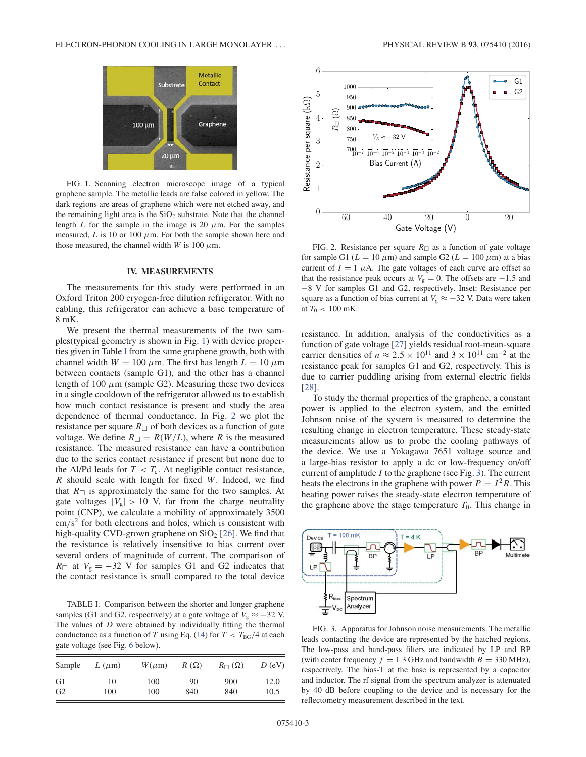FIG. 1. Scanning electron microscope image of a typical graphene sample. The metallic leads are false colored in yellow. The dark regions are areas of graphene which were not etched away, and the remaining light area is the $SiO_2$ substrate. Note that the channel length $L$ for the sample in the image is 20 $\mu$m. For the samples measured, $L$ is 10 or 100 $\mu$m. For both the sample shown here and those measured, the channel width $W$ is 100 $\mu$m.

## IV. MEASUREMENTS

The measurements for this study were performed in an Oxford Triton 200 cryogen-free dilution refrigerator. With no cabling, this refrigerator can achieve a base temperature of 8 mK.

We present the thermal measurements of the two samples(typical geometry is shown in Fig. 1) with device properties given in Table I from the same graphene growth, both with channel width $W = 100$ $\mu$m. The first has length $L = 10$ $\mu$m between contacts (sample G1), and the other has a channel length of 100 $\mu$m (sample G2). Measuring these two devices in a single cooldown of the refrigerator allowed us to establish how much contact resistance is present and study the area dependence of thermal conductance. In Fig. 2 we plot the resistance per square $R_\square$ of both devices as a function of gate voltage. We define $R_\square = R(W/L)$, where $R$ is the measured resistance. The measured resistance can have a contribution due to the series contact resistance if present but none due to the Al/Pd leads for $T < T_c$. At negligible contact resistance, $R$ should scale with length for fixed $W$. Indeed, we find that $R_\square$ is approximately the same for the two samples. At gate voltages $|V_g| > 10$ V, far from the charge neutrality point (CNP), we calculate a mobility of approximately 3500 $cm/s^2$ for both electrons and holes, which is consistent with high-quality CVD-grown graphene on $SiO_2$ [26]. We find that the resistance is relatively insensitive to bias current over several orders of magnitude of current. The comparison of $R_\square$ at $V_g = -32$ V for samples G1 and G2 indicates that the contact resistance is small compared to the total device resistance. In addition, analysis of the conductivities as a function of gate voltage [27] yields residual root-mean-square carrier densities of $n \approx 2.5 \times 10^{11}$ and $3 \times 10^{11}$ $cm^{-2}$ at the resistance peak for samples G1 and G2, respectively. This is due to carrier puddling arising from external electric fields [28].

TABLE I. Comparison between the shorter and longer graphene samples (G1 and G2, respectively) at a gate voltage of $V_g \approx -32$ V. The values of $D$ were obtained by individually fitting the thermal conductance as a function of $T$ using Eq. (14) for $T < T_{BG}/4$ at each gate voltage (see Fig. 6 below).

| Sample | $L$ ($\mu$m) | $W$($\mu$m) | $R$ ($\Omega$) | $R_\square$ ($\Omega$) | $D$ (eV) |
|---|---|---|---|---|---|
| G1 | 10 | 100 | 90 | 900 | 12.0 |
| G2 | 100 | 100 | 840 | 840 | 10.5 |

FIG. 2. Resistance per square $R_\square$ as a function of gate voltage for sample G1 ($L = 10$ $\mu$m) and sample G2 ($L = 100$ $\mu$m) at a bias current of $I = 1$ $\mu$A. The gate voltages of each curve are offset so that the resistance peak occurs at $V_g = 0$. The offsets are $-1.5$ and $-8$ V for samples G1 and G2, respectively. Inset: Resistance per square as a function of bias current at $V_g \approx -32$ V. Data were taken at $T_0 < 100$ mK.

To study the thermal properties of the graphene, a constant power is applied to the electron system, and the emitted Johnson noise of the system is measured to determine the resulting change in electron temperature. These steady-state measurements allow us to probe the cooling pathways of the device. We use a Yokagawa 7651 voltage source and a large-bias resistor to apply a dc or low-frequency on/off current of amplitude $I$ to the graphene (see Fig. 3). The current heats the electrons in the graphene with power $P = I^2R$. This heating power raises the steady-state electron temperature of the graphene above the stage temperature $T_0$. This change in

FIG. 3. Apparatus for Johnson noise measurements. The metallic leads contacting the device are represented by the hatched regions. The low-pass and band-pass filters are indicated by LP and BP (with center frequency $f = 1.3$ GHz and bandwidth $B = 330$ MHz), respectively. The bias-T at the base is represented by a capacitor and inductor. The rf signal from the spectrum analyzer is attenuated by 40 dB before coupling to the device and is necessary for the reflectometry measurement described in the text.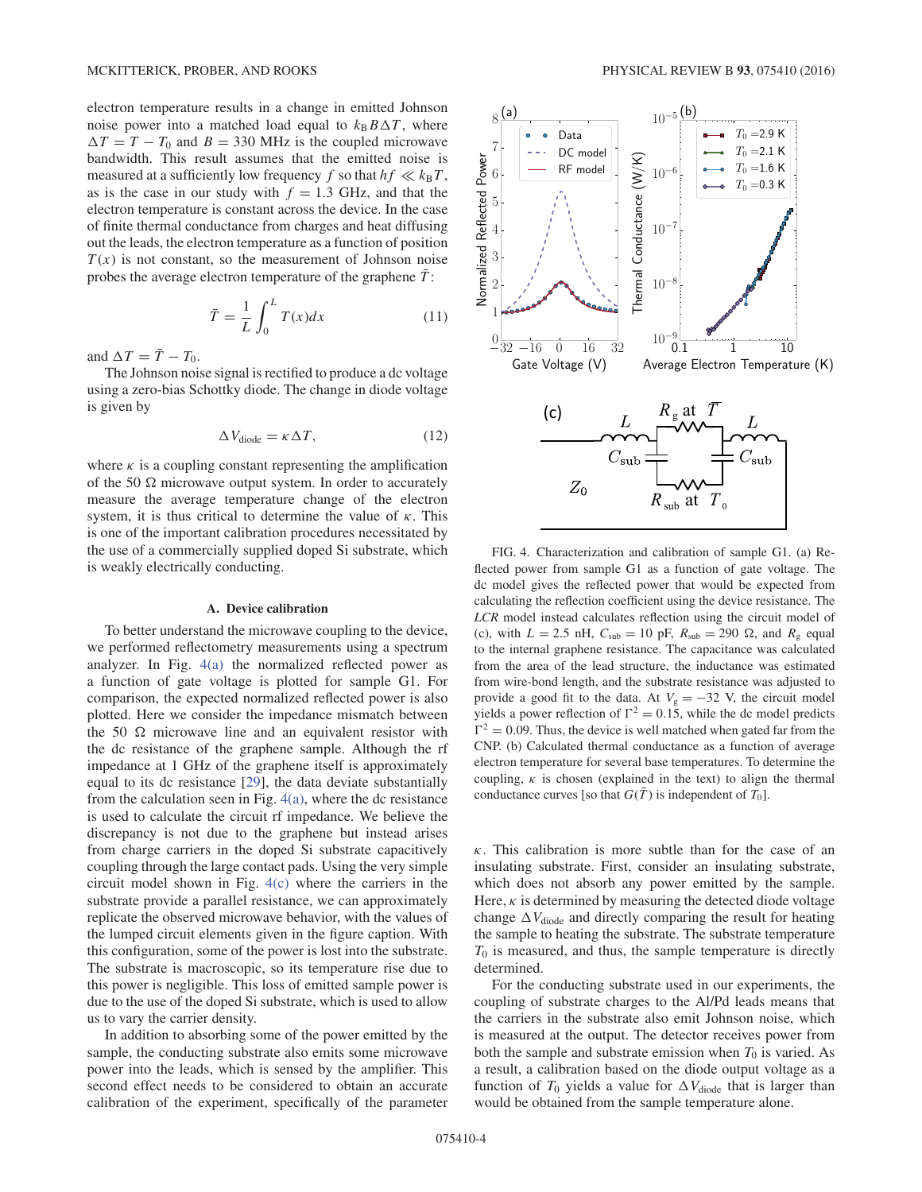electron temperature results in a change in emitted Johnson noise power into a matched load equal to $k_B B \Delta T$, where $\Delta T = T - T_0$ and $B = 330$ MHz is the coupled microwave bandwidth. This result assumes that the emitted noise is measured at a sufficiently low frequency $f$ so that $hf \ll k_B T$, as is the case in our study with $f = 1.3$ GHz, and that the electron temperature is constant across the device. In the case of finite thermal conductance from charges and heat diffusing out the leads, the electron temperature as a function of position $T(x)$ is not constant, so the measurement of Johnson noise probes the average electron temperature of the graphene $\bar{T}$:

$$\bar{T} = \frac{1}{L}\int_0^L T(x)dx \tag{11}$$

and $\Delta T = \bar{T} - T_0$.

The Johnson noise signal is rectified to produce a dc voltage using a zero-bias Schottky diode. The change in diode voltage is given by

$$\Delta V_{\text{diode}} = \kappa \Delta T, \tag{12}$$

where $\kappa$ is a coupling constant representing the amplification of the 50 Ω microwave output system. In order to accurately measure the average temperature change of the electron system, it is thus critical to determine the value of $\kappa$. This is one of the important calibration procedures necessitated by the use of a commercially supplied doped Si substrate, which is weakly electrically conducting.

### A. Device calibration

To better understand the microwave coupling to the device, we performed reflectometry measurements using a spectrum analyzer. In Fig. 4(a) the normalized reflected power as a function of gate voltage is plotted for sample G1. For comparison, the expected normalized reflected power is also plotted. Here we consider the impedance mismatch between the 50 Ω microwave line and an equivalent resistor with the dc resistance of the graphene sample. Although the rf impedance at 1 GHz of the graphene itself is approximately equal to its dc resistance [29], the data deviate substantially from the calculation seen in Fig. 4(a), where the dc resistance is used to calculate the circuit rf impedance. We believe the discrepancy is not due to the graphene but instead arises from charge carriers in the doped Si substrate capacitively coupling through the large contact pads. Using the very simple circuit model shown in Fig. 4(c) where the carriers in the substrate provide a parallel resistance, we can approximately replicate the observed microwave behavior, with the values of the lumped circuit elements given in the figure caption. With this configuration, some of the power is lost into the substrate. The substrate is macroscopic, so its temperature rise due to this power is negligible. This loss of emitted sample power is due to the use of the doped Si substrate, which is used to allow us to vary the carrier density.

In addition to absorbing some of the power emitted by the sample, the conducting substrate also emits some microwave power into the leads, which is sensed by the amplifier. This second effect needs to be considered to obtain an accurate calibration of the experiment, specifically of the parameter $\kappa$. This calibration is more subtle than for the case of an insulating substrate. First, consider an insulating substrate, which does not absorb any power emitted by the sample. Here, $\kappa$ is determined by measuring the detected diode voltage change $\Delta V_{\text{diode}}$ and directly comparing the result for heating the sample to heating the substrate. The substrate temperature $T_0$ is measured, and thus, the sample temperature is directly determined.

For the conducting substrate used in our experiments, the coupling of substrate charges to the Al/Pd leads means that the carriers in the substrate also emit Johnson noise, which is measured at the output. The detector receives power from both the sample and substrate emission when $T_0$ is varied. As a result, a calibration based on the diode output voltage as a function of $T_0$ yields a value for $\Delta V_{\text{diode}}$ that is larger than would be obtained from the sample temperature alone.

FIG. 4. Characterization and calibration of sample G1. (a) Reflected power from sample G1 as a function of gate voltage. The dc model gives the reflected power that would be expected from calculating the reflection coefficient using the device resistance. The *LCR* model instead calculates reflection using the circuit model of (c), with $L = 2.5$ nH, $C_{\text{sub}} = 10$ pF, $R_{\text{sub}} = 290$ Ω, and $R_g$ equal to the internal graphene resistance. The capacitance was calculated from the area of the lead structure, the inductance was estimated from wire-bond length, and the substrate resistance was adjusted to provide a good fit to the data. At $V_g = -32$ V, the circuit model yields a power reflection of $\Gamma^2 = 0.15$, while the dc model predicts $\Gamma^2 = 0.09$. Thus, the device is well matched when gated far from the CNP. (b) Calculated thermal conductance as a function of average electron temperature for several base temperatures. To determine the coupling, $\kappa$ is chosen (explained in the text) to align the thermal conductance curves [so that $G(\bar{T})$ is independent of $T_0$].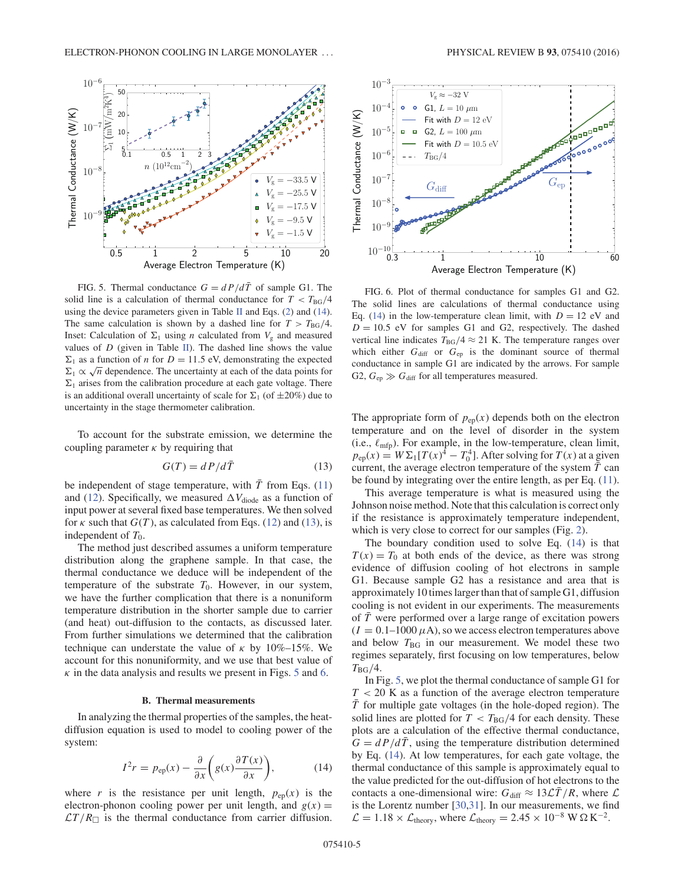FIG. 5. Thermal conductance $G = dP/d\bar{T}$ of sample G1. The solid line is a calculation of thermal conductance for $T < T_{\rm BG}/4$ using the device parameters given in Table II and Eqs. (2) and (14). The same calculation is shown by a dashed line for $T > T_{\rm BG}/4$. Inset: Calculation of $\Sigma_1$ using $n$ calculated from $V_g$ and measured values of $D$ (given in Table II). The dashed line shows the value $\Sigma_1$ as a function of $n$ for $D = 11.5$ eV, demonstrating the expected $\Sigma_1 \propto \sqrt{n}$ dependence. The uncertainty at each of the data points for $\Sigma_1$ arises from the calibration procedure at each gate voltage. There is an additional overall uncertainty of scale for $\Sigma_1$ (of $\pm 20\%$) due to uncertainty in the stage thermometer calibration.

FIG. 6. Plot of thermal conductance for samples G1 and G2. The solid lines are calculations of thermal conductance using Eq. (14) in the low-temperature clean limit, with $D = 12$ eV and $D = 10.5$ eV for samples G1 and G2, respectively. The dashed vertical line indicates $T_{\rm BG}/4 \approx 21$ K. The temperature ranges over which either $G_{\rm diff}$ or $G_{\rm ep}$ is the dominant source of thermal conductance in sample G1 are indicated by the arrows. For sample G2, $G_{\rm ep} \gg G_{\rm diff}$ for all temperatures measured.

To account for the substrate emission, we determine the coupling parameter $\kappa$ by requiring that

$$G(T) = dP/d\bar{T} \tag{13}$$

be independent of stage temperature, with $\bar{T}$ from Eqs. (11) and (12). Specifically, we measured $\Delta V_{\rm diode}$ as a function of input power at several fixed base temperatures. We then solved for $\kappa$ such that $G(T)$, as calculated from Eqs. (12) and (13), is independent of $T_0$.

The method just described assumes a uniform temperature distribution along the graphene sample. In that case, the thermal conductance we deduce will be independent of the temperature of the substrate $T_0$. However, in our system, we have the further complication that there is a nonuniform temperature distribution in the shorter sample due to carrier (and heat) out-diffusion to the contacts, as discussed later. From further simulations we determined that the calibration technique can understate the value of $\kappa$ by 10%–15%. We account for this nonuniformity, and we use that best value of $\kappa$ in the data analysis and results we present in Figs. 5 and 6.

### B. Thermal measurements

In analyzing the thermal properties of the samples, the heat-diffusion equation is used to model to cooling power of the system:

$$I^2 r = p_{\rm ep}(x) - \frac{\partial}{\partial x}\left(g(x)\frac{\partial T(x)}{\partial x}\right), \tag{14}$$

where $r$ is the resistance per unit length, $p_{\rm ep}(x)$ is the electron-phonon cooling power per unit length, and $g(x) = \mathcal{L}T/R_\square$ is the thermal conductance from carrier diffusion. The appropriate form of $p_{\rm ep}(x)$ depends both on the electron temperature and on the level of disorder in the system (i.e., $\ell_{\rm mfp}$). For example, in the low-temperature, clean limit, $p_{\rm ep}(x) = W\Sigma_1[T(x)^4 - T_0^4]$. After solving for $T(x)$ at a given current, the average electron temperature of the system $\bar{T}$ can be found by integrating over the entire length, as per Eq. (11).

This average temperature is what is measured using the Johnson noise method. Note that this calculation is correct only if the resistance is approximately temperature independent, which is very close to correct for our samples (Fig. 2).

The boundary condition used to solve Eq. (14) is that $T(x) = T_0$ at both ends of the device, as there was strong evidence of diffusion cooling of hot electrons in sample G1. Because sample G2 has a resistance and area that is approximately 10 times larger than that of sample G1, diffusion cooling is not evident in our experiments. The measurements of $\bar{T}$ were performed over a large range of excitation powers ($I = 0.1$–$1000\ \mu$A), so we access electron temperatures above and below $T_{\rm BG}$ in our measurement. We model these two regimes separately, first focusing on low temperatures, below $T_{\rm BG}/4$.

In Fig. 5, we plot the thermal conductance of sample G1 for $T < 20$ K as a function of the average electron temperature $\bar{T}$ for multiple gate voltages (in the hole-doped region). The solid lines are plotted for $T < T_{\rm BG}/4$ for each density. These plots are a calculation of the effective thermal conductance, $G = dP/d\bar{T}$, using the temperature distribution determined by Eq. (14). At low temperatures, for each gate voltage, the thermal conductance of this sample is approximately equal to the value predicted for the out-diffusion of hot electrons to the contacts for a one-dimensional wire: $G_{\rm diff} \approx 13\mathcal{L}\bar{T}/R$, where $\mathcal{L}$ is the Lorentz number [30,31]. In our measurements, we find $\mathcal{L} = 1.18 \times \mathcal{L}_{\rm theory}$, where $\mathcal{L}_{\rm theory} = 2.45 \times 10^{-8}\ {\rm W\,\Omega\,K^{-2}}$.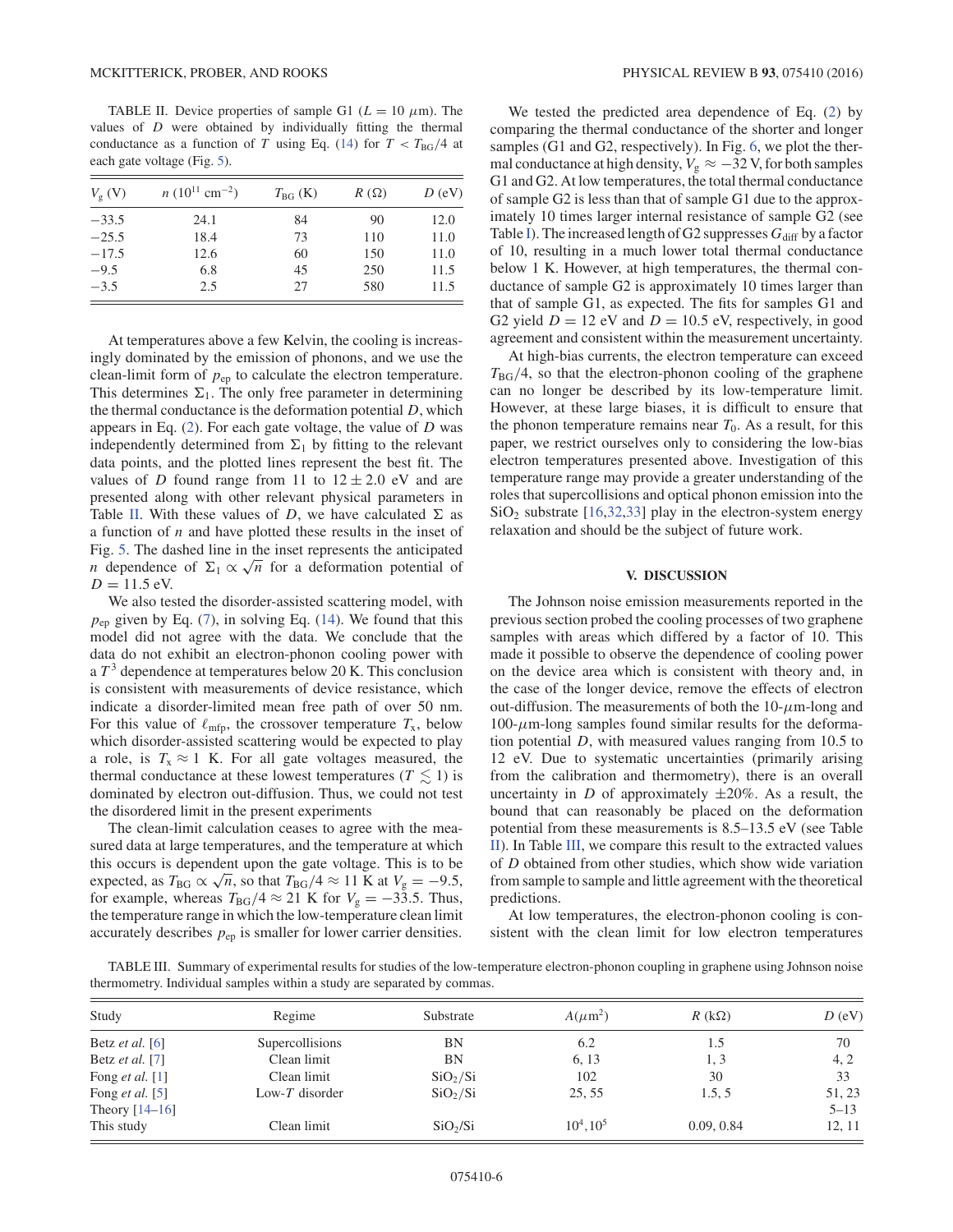TABLE II. Device properties of sample G1 ($L = 10\ \mu$m). The values of $D$ were obtained by individually fitting the thermal conductance as a function of $T$ using Eq. (14) for $T < T_{\rm BG}/4$ at each gate voltage (Fig. 5).

| $V_g$ (V) | $n$ ($10^{11}$ cm$^{-2}$) | $T_{\rm BG}$ (K) | $R$ ($\Omega$) | $D$ (eV) |
|---|---|---|---|---|
| −33.5 | 24.1 | 84 | 90 | 12.0 |
| −25.5 | 18.4 | 73 | 110 | 11.0 |
| −17.5 | 12.6 | 60 | 150 | 11.0 |
| −9.5 | 6.8 | 45 | 250 | 11.5 |
| −3.5 | 2.5 | 27 | 580 | 11.5 |

At temperatures above a few Kelvin, the cooling is increasingly dominated by the emission of phonons, and we use the clean-limit form of $p_{\rm ep}$ to calculate the electron temperature. This determines $\Sigma_1$. The only free parameter in determining the thermal conductance is the deformation potential $D$, which appears in Eq. (2). For each gate voltage, the value of $D$ was independently determined from $\Sigma_1$ by fitting to the relevant data points, and the plotted lines represent the best fit. The values of $D$ found range from 11 to $12 \pm 2.0$ eV and are presented along with other relevant physical parameters in Table II. With these values of $D$, we have calculated $\Sigma$ as a function of $n$ and have plotted these results in the inset of Fig. 5. The dashed line in the inset represents the anticipated $n$ dependence of $\Sigma_1 \propto \sqrt{n}$ for a deformation potential of $D = 11.5$ eV.

We also tested the disorder-assisted scattering model, with $p_{\rm ep}$ given by Eq. (7), in solving Eq. (14). We found that this model did not agree with the data. We conclude that the data do not exhibit an electron-phonon cooling power with a $T^3$ dependence at temperatures below 20 K. This conclusion is consistent with measurements of device resistance, which indicate a disorder-limited mean free path of over 50 nm. For this value of $\ell_{\rm mfp}$, the crossover temperature $T_{\rm x}$, below which disorder-assisted scattering would be expected to play a role, is $T_{\rm x} \approx 1$ K. For all gate voltages measured, the thermal conductance at these lowest temperatures ($T \lesssim 1$) is dominated by electron out-diffusion. Thus, we could not test the disordered limit in the present experiments

The clean-limit calculation ceases to agree with the measured data at large temperatures, and the temperature at which this occurs is dependent upon the gate voltage. This is to be expected, as $T_{\rm BG} \propto \sqrt{n}$, so that $T_{\rm BG}/4 \approx 11$ K at $V_g = -9.5$, for example, whereas $T_{\rm BG}/4 \approx 21$ K for $V_g = -33.5$. Thus, the temperature range in which the low-temperature clean limit accurately describes $p_{\rm ep}$ is smaller for lower carrier densities.

We tested the predicted area dependence of Eq. (2) by comparing the thermal conductance of the shorter and longer samples (G1 and G2, respectively). In Fig. 6, we plot the thermal conductance at high density, $V_g \approx -32$ V, for both samples G1 and G2. At low temperatures, the total thermal conductance of sample G2 is less than that of sample G1 due to the approximately 10 times larger internal resistance of sample G2 (see Table I). The increased length of G2 suppresses $G_{\rm diff}$ by a factor of 10, resulting in a much lower total thermal conductance below 1 K. However, at high temperatures, the thermal conductance of sample G2 is approximately 10 times larger than that of sample G1, as expected. The fits for samples G1 and G2 yield $D = 12$ eV and $D = 10.5$ eV, respectively, in good agreement and consistent within the measurement uncertainty.

At high-bias currents, the electron temperature can exceed $T_{\rm BG}/4$, so that the electron-phonon cooling of the graphene can no longer be described by its low-temperature limit. However, at these large biases, it is difficult to ensure that the phonon temperature remains near $T_0$. As a result, for this paper, we restrict ourselves only to considering the low-bias electron temperatures presented above. Investigation of this temperature range may provide a greater understanding of the roles that supercollisions and optical phonon emission into the $\rm SiO_2$ substrate [16,32,33] play in the electron-system energy relaxation and should be the subject of future work.

## V. DISCUSSION

The Johnson noise emission measurements reported in the previous section probed the cooling processes of two graphene samples with areas which differed by a factor of 10. This made it possible to observe the dependence of cooling power on the device area which is consistent with theory and, in the case of the longer device, remove the effects of electron out-diffusion. The measurements of both the 10-$\mu$m-long and 100-$\mu$m-long samples found similar results for the deformation potential $D$, with measured values ranging from 10.5 to 12 eV. Due to systematic uncertainties (primarily arising from the calibration and thermometry), there is an overall uncertainty in $D$ of approximately $\pm 20\%$. As a result, the bound that can reasonably be placed on the deformation potential from these measurements is 8.5–13.5 eV (see Table II). In Table III, we compare this result to the extracted values of $D$ obtained from other studies, which show wide variation from sample to sample and little agreement with the theoretical predictions.

At low temperatures, the electron-phonon cooling is consistent with the clean limit for low electron temperatures

TABLE III. Summary of experimental results for studies of the low-temperature electron-phonon coupling in graphene using Johnson noise thermometry. Individual samples within a study are separated by commas.

| Study | Regime | Substrate | $A$($\mu$m$^2$) | $R$ (k$\Omega$) | $D$ (eV) |
|---|---|---|---|---|---|
| Betz *et al.* [6] | Supercollisions | BN | 6.2 | 1.5 | 70 |
| Betz *et al.* [7] | Clean limit | BN | 6, 13 | 1, 3 | 4, 2 |
| Fong *et al.* [1] | Clean limit | $\rm SiO_2$/Si | 102 | 30 | 33 |
| Fong *et al.* [5] | Low-$T$ disorder | $\rm SiO_2$/Si | 25, 55 | 1.5, 5 | 51, 23 |
| Theory [14–16] | | | | | 5–13 |
| This study | Clean limit | $\rm SiO_2$/Si | $10^4, 10^5$ | 0.09, 0.84 | 12, 11 |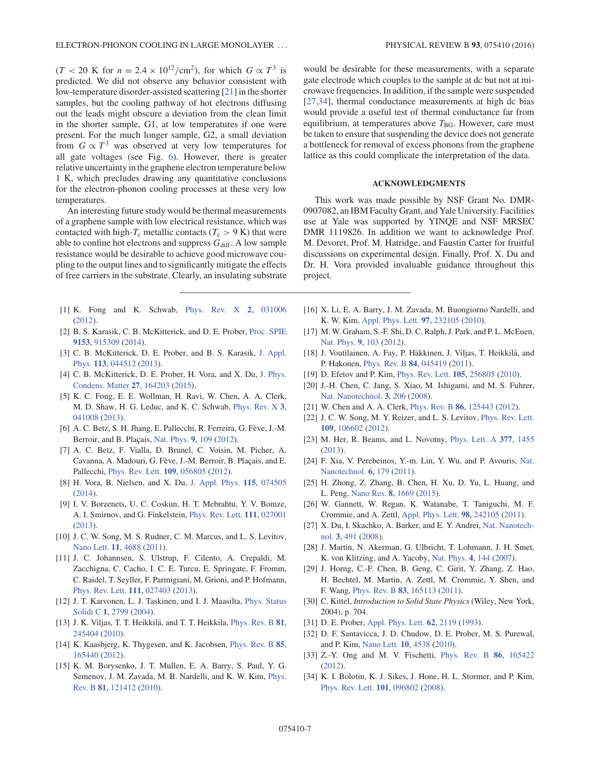($T < 20$ K for $n = 2.4 \times 10^{12}/\text{cm}^2$), for which $G \propto T^3$ is predicted. We did not observe any behavior consistent with low-temperature disorder-assisted scattering [21] in the shorter samples, but the cooling pathway of hot electrons diffusing out the leads might obscure a deviation from the clean limit in the shorter sample, G1, at low temperatures if one were present. For the much longer sample, G2, a small deviation from $G \propto T^3$ was observed at very low temperatures for all gate voltages (see Fig. 6). However, there is greater relative uncertainty in the graphene electron temperature below 1 K, which precludes drawing any quantitative conclusions for the electron-phonon cooling processes at these very low temperatures.

An interesting future study would be thermal measurements of a graphene sample with low electrical resistance, which was contacted with high-$T_c$ metallic contacts ($T_c > 9$ K) that were able to confine hot electrons and suppress $G_{\text{diff}}$. A low sample resistance would be desirable to achieve good microwave coupling to the output lines and to significantly mitigate the effects of free carriers in the substrate. Clearly, an insulating substrate would be desirable for these measurements, with a separate gate electrode which couples to the sample at dc but not at microwave frequencies. In addition, if the sample were suspended [27,34], thermal conductance measurements at high dc bias would provide a useful test of thermal conductance far from equilibrium, at temperatures above $T_{\text{BG}}$. However, care must be taken to ensure that suspending the device does not generate a bottleneck for removal of excess phonons from the graphene lattice as this could complicate the interpretation of the data.

## ACKNOWLEDGMENTS

This work was made possible by NSF Grant No. DMR-0907082, an IBM Faculty Grant, and Yale University. Facilities use at Yale was supported by YINQE and NSF MRSEC DMR 1119826. In addition we want to acknowledge Prof. M. Devoret, Prof. M. Hatridge, and Faustin Carter for fruitful discussions on experimental design. Finally, Prof. X. Du and Dr. H. Vora provided invaluable guidance throughout this project.

---

[1] K. Fong and K. Schwab, Phys. Rev. X **2**, 031006 (2012).

[2] B. S. Karasik, C. B. McKitterick, and D. E. Prober, Proc. SPIE **9153**, 915309 (2014).

[3] C. B. McKitterick, D. E. Prober, and B. S. Karasik, J. Appl. Phys. **113**, 044512 (2013).

[4] C. B. McKitterick, D. E. Prober, H. Vora, and X. Du, J. Phys. Condens. Matter **27**, 164203 (2015).

[5] K. C. Fong, E. E. Wollman, H. Ravi, W. Chen, A. A. Clerk, M. D. Shaw, H. G. Leduc, and K. C. Schwab, Phys. Rev. X **3**, 041008 (2013).

[6] A. C. Betz, S. H. Jhang, E. Pallecchi, R. Ferreira, G. Fève, J.-M. Berroir, and B. Plaçais, Nat. Phys. **9**, 109 (2012).

[7] A. C. Betz, F. Vialla, D. Brunel, C. Voisin, M. Picher, A. Cavanna, A. Madouri, G. Fève, J.-M. Berroir, B. Plaçais, and E. Pallecchi, Phys. Rev. Lett. **109**, 056805 (2012).

[8] H. Vora, B. Nielsen, and X. Du, J. Appl. Phys. **115**, 074505 (2014).

[9] I. V. Borzenets, U. C. Coskun, H. T. Mebrahtu, Y. V. Bomze, A. I. Smirnov, and G. Finkelstein, Phys. Rev. Lett. **111**, 027001 (2013).

[10] J. C. W. Song, M. S. Rudner, C. M. Marcus, and L. S. Levitov, Nano Lett. **11**, 4688 (2011).

[11] J. C. Johannsen, S. Ulstrup, F. Cilento, A. Crepaldi, M. Zacchigna, C. Cacho, I. C. E. Turcu, E. Springate, F. Fromm, C. Raidel, T. Seyller, F. Parmigiani, M. Grioni, and P. Hofmann, Phys. Rev. Lett. **111**, 027403 (2013).

[12] J. T. Karvonen, L. J. Taskinen, and I. J. Maasilta, Phys. Status Solidi C **1**, 2799 (2004).

[13] J. K. Viljas, T. T. Heikkilä, and T. T. Heikkila, Phys. Rev. B **81**, 245404 (2010).

[14] K. Kaasbjerg, K. Thygesen, and K. Jacobsen, Phys. Rev. B **85**, 165440 (2012).

[15] K. M. Borysenko, J. T. Mullen, E. A. Barry, S. Paul, Y. G. Semenov, J. M. Zavada, M. B. Nardelli, and K. W. Kim, Phys. Rev. B **81**, 121412 (2010).

[16] X. Li, E. A. Barry, J. M. Zavada, M. Buongiorno Nardelli, and K. W. Kim, Appl. Phys. Lett. **97**, 232105 (2010).

[17] M. W. Graham, S.-F. Shi, D. C. Ralph, J. Park, and P. L. McEuen, Nat. Phys. **9**, 103 (2012).

[18] J. Voutilainen, A. Fay, P. Häkkinen, J. Viljas, T. Heikkilä, and P. Hakonen, Phys. Rev. B **84**, 045419 (2011).

[19] D. Efetov and P. Kim, Phys. Rev. Lett. **105**, 256805 (2010).

[20] J.-H. Chen, C. Jang, S. Xiao, M. Ishigami, and M. S. Fuhrer, Nat. Nanotechnol. **3**, 206 (2008).

[21] W. Chen and A. A. Clerk, Phys. Rev. B **86**, 125443 (2012).

[22] J. C. W. Song, M. Y. Reizer, and L. S. Levitov, Phys. Rev. Lett. **109**, 106602 (2012).

[23] M. Her, R. Beams, and L. Novotny, Phys. Lett. A **377**, 1455 (2013).

[24] F. Xia, V. Perebeinos, Y.-m. Lin, Y. Wu, and P. Avouris, Nat. Nanotechnol. **6**, 179 (2011).

[25] H. Zhong, Z. Zhang, B. Chen, H. Xu, D. Yu, L. Huang, and L. Peng, Nano Res. **8**, 1669 (2015).

[26] W. Gannett, W. Regan, K. Watanabe, T. Taniguchi, M. F. Crommie, and A. Zettl, Appl. Phys. Lett. **98**, 242105 (2011).

[27] X. Du, I. Skachko, A. Barker, and E. Y. Andrei, Nat. Nanotechnol. **3**, 491 (2008).

[28] J. Martin, N. Akerman, G. Ulbricht, T. Lohmann, J. H. Smet, K. von Klitzing, and A. Yacoby, Nat. Phys. **4**, 144 (2007).

[29] J. Horng, C.-F. Chen, B. Geng, C. Girit, Y. Zhang, Z. Hao, H. Bechtel, M. Martin, A. Zettl, M. Crommie, Y. Shen, and F. Wang, Phys. Rev. B **83**, 165113 (2011).

[30] C. Kittel, *Introduction to Solid State Physics* (Wiley, New York, 2004), p. 704.

[31] D. E. Prober, Appl. Phys. Lett. **62**, 2119 (1993).

[32] D. F. Santavicca, J. D. Chudow, D. E. Prober, M. S. Purewal, and P. Kim, Nano Lett. **10**, 4538 (2010).

[33] Z.-Y. Ong and M. V. Fischetti, Phys. Rev. B **86**, 165422 (2012).

[34] K. I. Bolotin, K. J. Sikes, J. Hone, H. L. Stormer, and P. Kim, Phys. Rev. Lett. **101**, 096802 (2008).